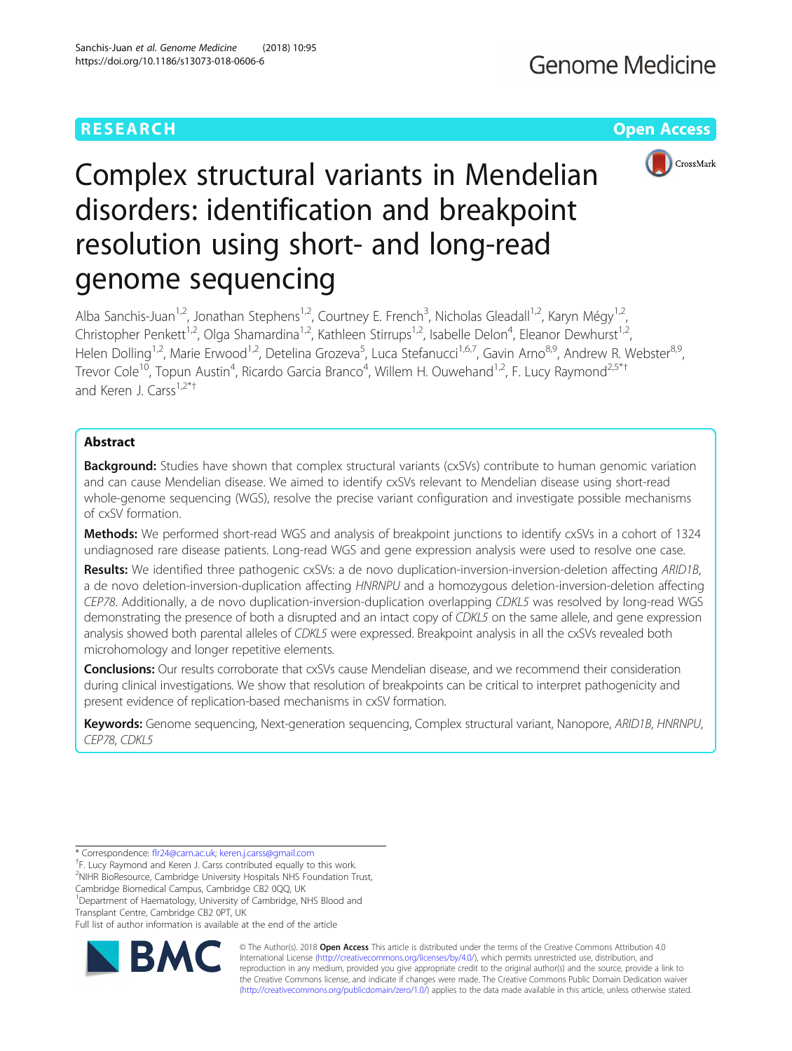RESEARCH

Open Access

# Complex structural variants in Mendelian disorders: identification and breakpoint resolution using short- and long-read genome sequencing

Alba Sanchis-Juan[1,2], Jonathan Stephens[1,2], Courtney E. French[3], Nicholas Gleadall[1,2], Karyn Mégy[1,2], Christopher Penkett[1,2], Olga Shamardina[1,2], Kathleen Stirrups[1,2], Isabelle Delon[4], Eleanor Dewhurst[1,2], Helen Dolling[1,2], Marie Erwood[1,2], Detelina Grozeva[5], Luca Stefanucci[1,6,7], Gavin Arno[8,9], Andrew R. Webster[8,9], Trevor Cole[10], Topun Austin[4], Ricardo Garcia Branco[4], Willem H. Ouwehand[1,2], F. Lucy Raymond[2,5*†] and Keren J. Carss[1,2*†]

## Abstract

**Background:** Studies have shown that complex structural variants (cxSVs) contribute to human genomic variation and can cause Mendelian disease. We aimed to identify cxSVs relevant to Mendelian disease using short-read whole-genome sequencing (WGS), resolve the precise variant configuration and investigate possible mechanisms of cxSV formation.

**Methods:** We performed short-read WGS and analysis of breakpoint junctions to identify cxSVs in a cohort of 1324 undiagnosed rare disease patients. Long-read WGS and gene expression analysis were used to resolve one case.

**Results:** We identified three pathogenic cxSVs: a de novo duplication-inversion-inversion-deletion affecting *ARID1B*, a de novo deletion-inversion-duplication affecting *HNRNPU* and a homozygous deletion-inversion-deletion affecting *CEP78*. Additionally, a de novo duplication-inversion-duplication overlapping *CDKL5* was resolved by long-read WGS demonstrating the presence of both a disrupted and an intact copy of *CDKL5* on the same allele, and gene expression analysis showed both parental alleles of *CDKL5* were expressed. Breakpoint analysis in all the cxSVs revealed both microhomology and longer repetitive elements.

**Conclusions:** Our results corroborate that cxSVs cause Mendelian disease, and we recommend their consideration during clinical investigations. We show that resolution of breakpoints can be critical to interpret pathogenicity and present evidence of replication-based mechanisms in cxSV formation.

**Keywords:** Genome sequencing, Next-generation sequencing, Complex structural variant, Nanopore, *ARID1B*, *HNRNPU*, *CEP78*, *CDKL5*

\* Correspondence: flr24@cam.ac.uk; keren.j.carss@gmail.com
†F. Lucy Raymond and Keren J. Carss contributed equally to this work.
[2]NIHR BioResource, Cambridge University Hospitals NHS Foundation Trust, Cambridge Biomedical Campus, Cambridge CB2 0QQ, UK
[1]Department of Haematology, University of Cambridge, NHS Blood and Transplant Centre, Cambridge CB2 0PT, UK
Full list of author information is available at the end of the article

© The Author(s). 2018 **Open Access** This article is distributed under the terms of the Creative Commons Attribution 4.0 International License (http://creativecommons.org/licenses/by/4.0/), which permits unrestricted use, distribution, and reproduction in any medium, provided you give appropriate credit to the original author(s) and the source, provide a link to the Creative Commons license, and indicate if changes were made. The Creative Commons Public Domain Dedication waiver (http://creativecommons.org/publicdomain/zero/1.0/) applies to the data made available in this article, unless otherwise stated.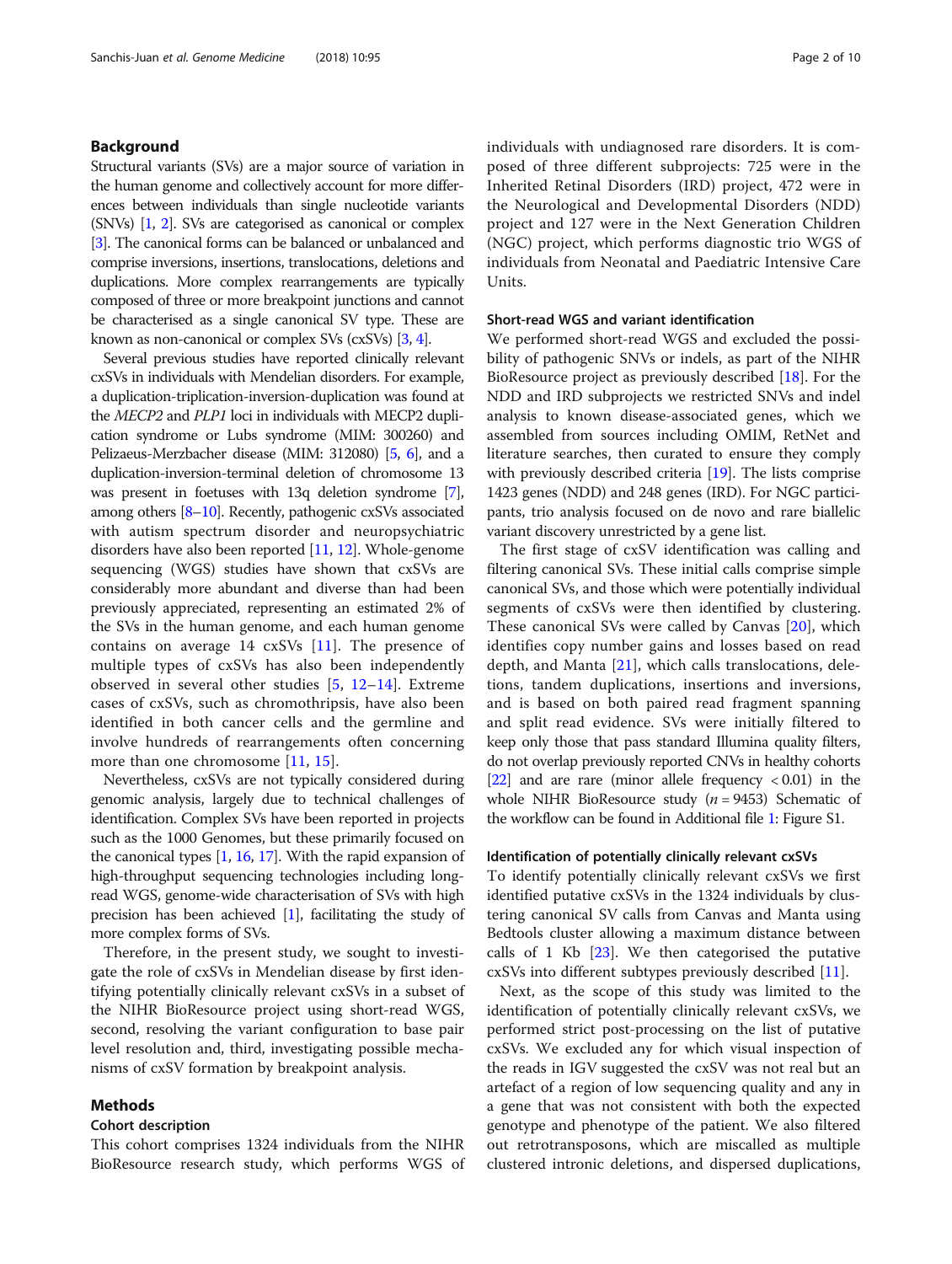## Background

Structural variants (SVs) are a major source of variation in the human genome and collectively account for more differences between individuals than single nucleotide variants (SNVs) [1, 2]. SVs are categorised as canonical or complex [3]. The canonical forms can be balanced or unbalanced and comprise inversions, insertions, translocations, deletions and duplications. More complex rearrangements are typically composed of three or more breakpoint junctions and cannot be characterised as a single canonical SV type. These are known as non-canonical or complex SVs (cxSVs) [3, 4].

Several previous studies have reported clinically relevant cxSVs in individuals with Mendelian disorders. For example, a duplication-triplication-inversion-duplication was found at the *MECP2* and *PLP1* loci in individuals with MECP2 duplication syndrome or Lubs syndrome (MIM: 300260) and Pelizaeus-Merzbacher disease (MIM: 312080) [5, 6], and a duplication-inversion-terminal deletion of chromosome 13 was present in foetuses with 13q deletion syndrome [7], among others [8–10]. Recently, pathogenic cxSVs associated with autism spectrum disorder and neuropsychiatric disorders have also been reported [11, 12]. Whole-genome sequencing (WGS) studies have shown that cxSVs are considerably more abundant and diverse than had been previously appreciated, representing an estimated 2% of the SVs in the human genome, and each human genome contains on average 14 cxSVs [11]. The presence of multiple types of cxSVs has also been independently observed in several other studies [5, 12–14]. Extreme cases of cxSVs, such as chromothripsis, have also been identified in both cancer cells and the germline and involve hundreds of rearrangements often concerning more than one chromosome [11, 15].

Nevertheless, cxSVs are not typically considered during genomic analysis, largely due to technical challenges of identification. Complex SVs have been reported in projects such as the 1000 Genomes, but these primarily focused on the canonical types [1, 16, 17]. With the rapid expansion of high-throughput sequencing technologies including long-read WGS, genome-wide characterisation of SVs with high precision has been achieved [1], facilitating the study of more complex forms of SVs.

Therefore, in the present study, we sought to investigate the role of cxSVs in Mendelian disease by first identifying potentially clinically relevant cxSVs in a subset of the NIHR BioResource project using short-read WGS, second, resolving the variant configuration to base pair level resolution and, third, investigating possible mechanisms of cxSV formation by breakpoint analysis.

## Methods

### Cohort description

This cohort comprises 1324 individuals from the NIHR BioResource research study, which performs WGS of individuals with undiagnosed rare disorders. It is composed of three different subprojects: 725 were in the Inherited Retinal Disorders (IRD) project, 472 were in the Neurological and Developmental Disorders (NDD) project and 127 were in the Next Generation Children (NGC) project, which performs diagnostic trio WGS of individuals from Neonatal and Paediatric Intensive Care Units.

### Short-read WGS and variant identification

We performed short-read WGS and excluded the possibility of pathogenic SNVs or indels, as part of the NIHR BioResource project as previously described [18]. For the NDD and IRD subprojects we restricted SNVs and indel analysis to known disease-associated genes, which we assembled from sources including OMIM, RetNet and literature searches, then curated to ensure they comply with previously described criteria [19]. The lists comprise 1423 genes (NDD) and 248 genes (IRD). For NGC participants, trio analysis focused on de novo and rare biallelic variant discovery unrestricted by a gene list.

The first stage of cxSV identification was calling and filtering canonical SVs. These initial calls comprise simple canonical SVs, and those which were potentially individual segments of cxSVs were then identified by clustering. These canonical SVs were called by Canvas [20], which identifies copy number gains and losses based on read depth, and Manta [21], which calls translocations, deletions, tandem duplications, insertions and inversions, and is based on both paired read fragment spanning and split read evidence. SVs were initially filtered to keep only those that pass standard Illumina quality filters, do not overlap previously reported CNVs in healthy cohorts [22] and are rare (minor allele frequency < 0.01) in the whole NIHR BioResource study ($n = 9453$) Schematic of the workflow can be found in Additional file 1: Figure S1.

### Identification of potentially clinically relevant cxSVs

To identify potentially clinically relevant cxSVs we first identified putative cxSVs in the 1324 individuals by clustering canonical SV calls from Canvas and Manta using Bedtools cluster allowing a maximum distance between calls of 1 Kb [23]. We then categorised the putative cxSVs into different subtypes previously described [11].

Next, as the scope of this study was limited to the identification of potentially clinically relevant cxSVs, we performed strict post-processing on the list of putative cxSVs. We excluded any for which visual inspection of the reads in IGV suggested the cxSV was not real but an artefact of a region of low sequencing quality and any in a gene that was not consistent with both the expected genotype and phenotype of the patient. We also filtered out retrotransposons, which are miscalled as multiple clustered intronic deletions, and dispersed duplications,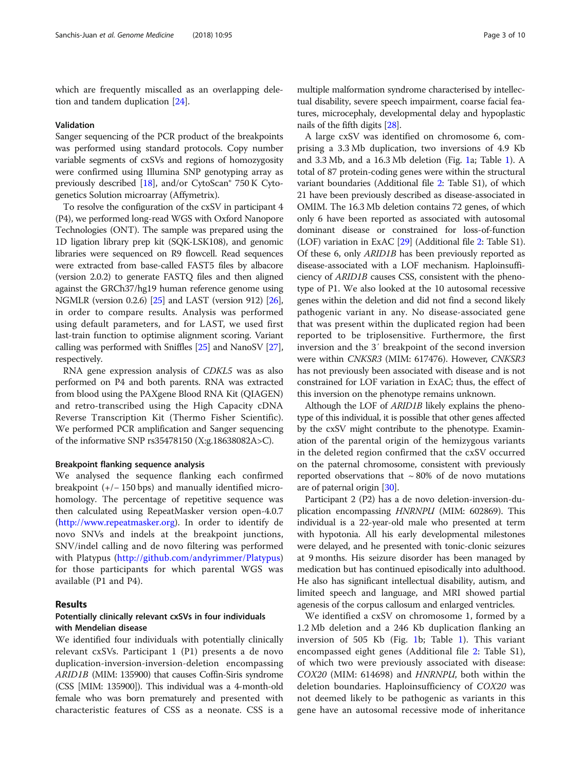which are frequently miscalled as an overlapping deletion and tandem duplication [24].

### Validation

Sanger sequencing of the PCR product of the breakpoints was performed using standard protocols. Copy number variable segments of cxSVs and regions of homozygosity were confirmed using Illumina SNP genotyping array as previously described [18], and/or CytoScan® 750 K Cytogenetics Solution microarray (Affymetrix).

To resolve the configuration of the cxSV in participant 4 (P4), we performed long-read WGS with Oxford Nanopore Technologies (ONT). The sample was prepared using the 1D ligation library prep kit (SQK-LSK108), and genomic libraries were sequenced on R9 flowcell. Read sequences were extracted from base-called FAST5 files by albacore (version 2.0.2) to generate FASTQ files and then aligned against the GRCh37/hg19 human reference genome using NGMLR (version 0.2.6) [25] and LAST (version 912) [26], in order to compare results. Analysis was performed using default parameters, and for LAST, we used first last-train function to optimise alignment scoring. Variant calling was performed with Sniffles [25] and NanoSV [27], respectively.

RNA gene expression analysis of *CDKL5* was as also performed on P4 and both parents. RNA was extracted from blood using the PAXgene Blood RNA Kit (QIAGEN) and retro-transcribed using the High Capacity cDNA Reverse Transcription Kit (Thermo Fisher Scientific). We performed PCR amplification and Sanger sequencing of the informative SNP rs35478150 (X:g.18638082A>C).

### Breakpoint flanking sequence analysis

We analysed the sequence flanking each confirmed breakpoint (+/− 150 bps) and manually identified microhomology. The percentage of repetitive sequence was then calculated using RepeatMasker version open-4.0.7 (http://www.repeatmasker.org). In order to identify de novo SNVs and indels at the breakpoint junctions, SNV/indel calling and de novo filtering was performed with Platypus (http://github.com/andyrimmer/Platypus) for those participants for which parental WGS was available (P1 and P4).

## Results

### Potentially clinically relevant cxSVs in four individuals with Mendelian disease

We identified four individuals with potentially clinically relevant cxSVs. Participant 1 (P1) presents a de novo duplication-inversion-inversion-deletion encompassing *ARID1B* (MIM: 135900) that causes Coffin-Siris syndrome (CSS [MIM: 135900]). This individual was a 4-month-old female who was born prematurely and presented with characteristic features of CSS as a neonate. CSS is a multiple malformation syndrome characterised by intellectual disability, severe speech impairment, coarse facial features, microcephaly, developmental delay and hypoplastic nails of the fifth digits [28].

A large cxSV was identified on chromosome 6, comprising a 3.3 Mb duplication, two inversions of 4.9 Kb and 3.3 Mb, and a 16.3 Mb deletion (Fig. 1a; Table 1). A total of 87 protein-coding genes were within the structural variant boundaries (Additional file 2: Table S1), of which 21 have been previously described as disease-associated in OMIM. The 16.3 Mb deletion contains 72 genes, of which only 6 have been reported as associated with autosomal dominant disease or constrained for loss-of-function (LOF) variation in ExAC [29] (Additional file 2: Table S1). Of these 6, only *ARID1B* has been previously reported as disease-associated with a LOF mechanism. Haploinsufficiency of *ARID1B* causes CSS, consistent with the phenotype of P1. We also looked at the 10 autosomal recessive genes within the deletion and did not find a second likely pathogenic variant in any. No disease-associated gene that was present within the duplicated region had been reported to be triplosensitive. Furthermore, the first inversion and the 3′ breakpoint of the second inversion were within *CNKSR3* (MIM: 617476). However, *CNKSR3* has not previously been associated with disease and is not constrained for LOF variation in ExAC; thus, the effect of this inversion on the phenotype remains unknown.

Although the LOF of *ARID1B* likely explains the phenotype of this individual, it is possible that other genes affected by the cxSV might contribute to the phenotype. Examination of the parental origin of the hemizygous variants in the deleted region confirmed that the cxSV occurred on the paternal chromosome, consistent with previously reported observations that ~ 80% of de novo mutations are of paternal origin [30].

Participant 2 (P2) has a de novo deletion-inversion-duplication encompassing *HNRNPU* (MIM: 602869). This individual is a 22-year-old male who presented at term with hypotonia. All his early developmental milestones were delayed, and he presented with tonic-clonic seizures at 9 months. His seizure disorder has been managed by medication but has continued episodically into adulthood. He also has significant intellectual disability, autism, and limited speech and language, and MRI showed partial agenesis of the corpus callosum and enlarged ventricles.

We identified a cxSV on chromosome 1, formed by a 1.2 Mb deletion and a 246 Kb duplication flanking an inversion of 505 Kb (Fig. 1b; Table 1). This variant encompassed eight genes (Additional file 2: Table S1), of which two were previously associated with disease: *COX20* (MIM: 614698) and *HNRNPU*, both within the deletion boundaries. Haploinsufficiency of *COX20* was not deemed likely to be pathogenic as variants in this gene have an autosomal recessive mode of inheritance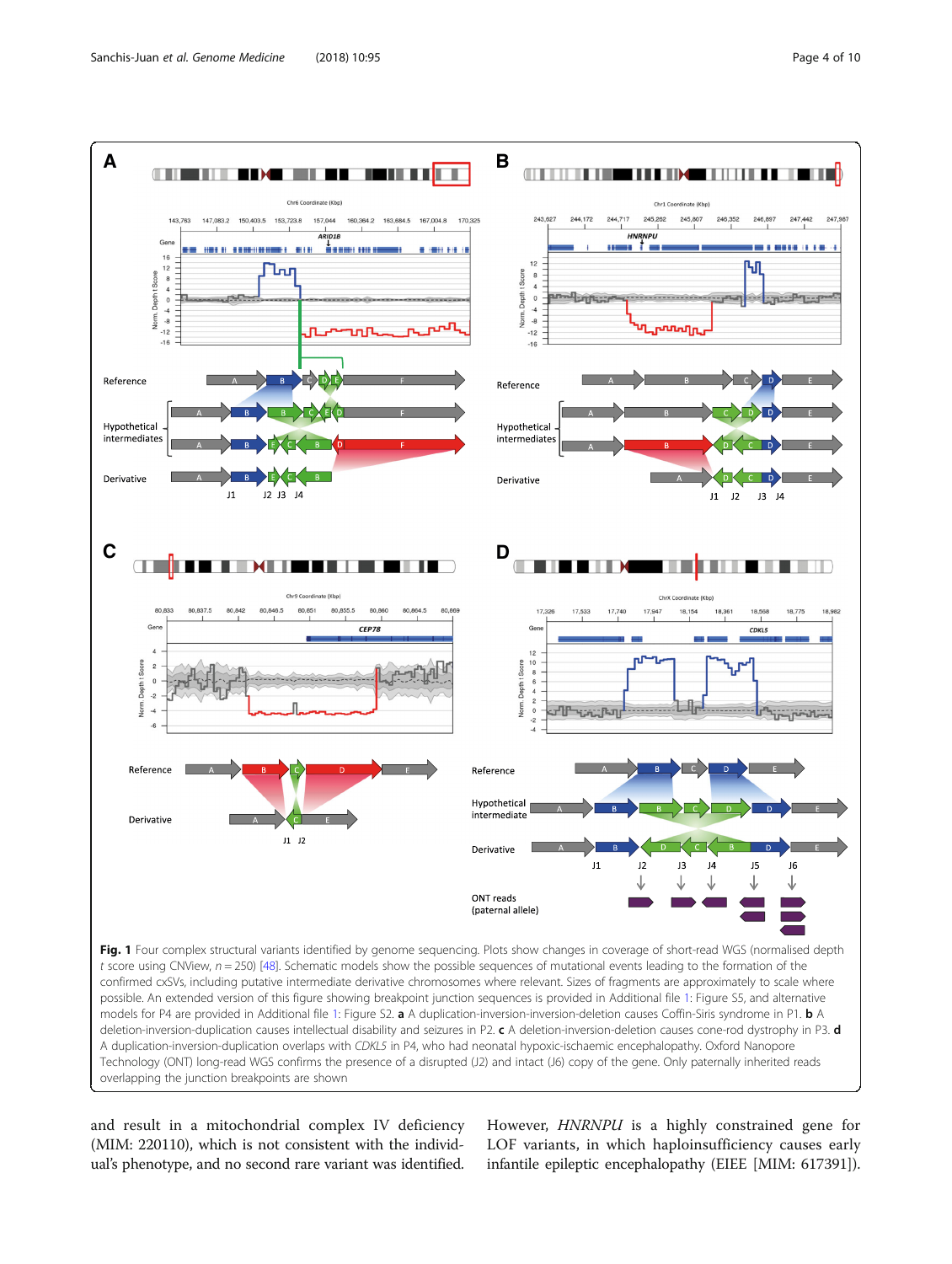Fig. 1 Four complex structural variants identified by genome sequencing. Plots show changes in coverage of short-read WGS (normalised depth *t* score using CNView, *n* = 250) [48]. Schematic models show the possible sequences of mutational events leading to the formation of the confirmed cxSVs, including putative intermediate derivative chromosomes where relevant. Sizes of fragments are approximately to scale where possible. An extended version of this figure showing breakpoint junction sequences is provided in Additional file 1: Figure S5, and alternative models for P4 are provided in Additional file 1: Figure S2. **a** A duplication-inversion-inversion-deletion causes Coffin-Siris syndrome in P1. **b** A deletion-inversion-duplication causes intellectual disability and seizures in P2. **c** A deletion-inversion-deletion causes cone-rod dystrophy in P3. **d** A duplication-inversion-duplication overlaps with *CDKL5* in P4, who had neonatal hypoxic-ischaemic encephalopathy. Oxford Nanopore Technology (ONT) long-read WGS confirms the presence of a disrupted (J2) and intact (J6) copy of the gene. Only paternally inherited reads overlapping the junction breakpoints are shown

and result in a mitochondrial complex IV deficiency (MIM: 220110), which is not consistent with the individual's phenotype, and no second rare variant was identified. However, *HNRNPU* is a highly constrained gene for LOF variants, in which haploinsufficiency causes early infantile epileptic encephalopathy (EIEE [MIM: 617391]).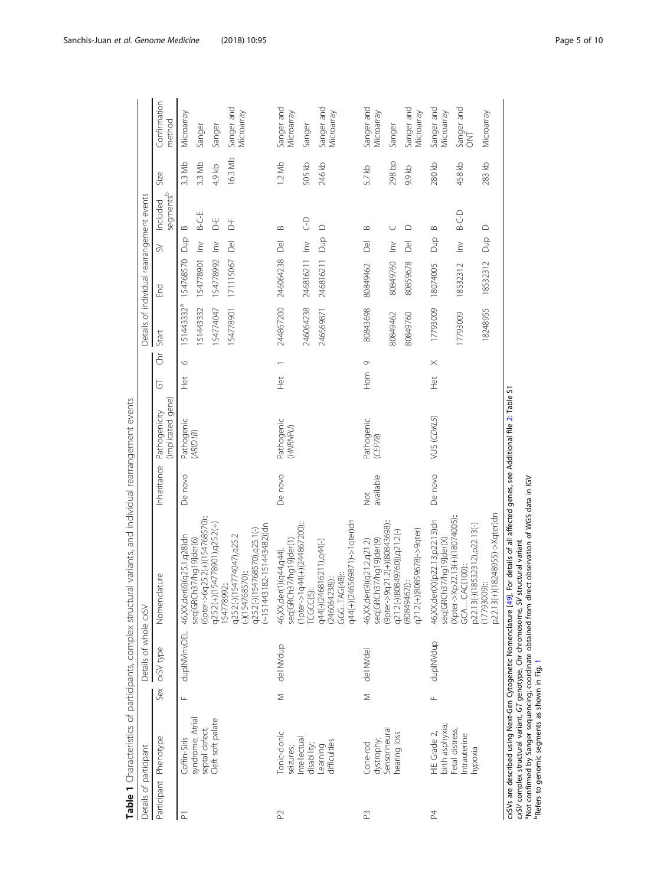**Table 1** Characteristics of participants, complex structural variants, and individual rearrangement events

| Details of participant | | | Details of whole cxSV | | | | | | Details of individual rearrangement events | | | | | | |
|---|---|---|---|---|---|---|---|---|---|---|---|---|---|---|---|
| Participant | Phenotype | Sex | cxSV type | Nomenclature | Inheritance | Pathogenicity (implicated gene) | GT | Chr | Start | End | SV | Included segments[b] | Size | Confirmation method |
| P1 | Coffin-Siris syndrome; Atrial septal defect; Cleft soft palate | F | dupINVinvDEL | 46,XX,der(6)(q25.1,q28)dn seq[GRCh37/hg19]der(6) (6pter->6q25.2(+)(154768570):: q25.2(+)(154778901),q25.2(+) 154778992:: q25.2(-)(154774047),q25.2 (-)(154768570):: q25.2(-)(154768570),q25.1(-) (~151443182-151443482))dn | De novo | Pathogenic (*ARID1B*) | Het | 6 | 151443332[a] | 154768570 | Dup | B | 3.3 Mb | Microarray |
| | | | | | | | | | 151443332 | 154778901 | Inv | B-C-E | 3.3 Mb | Sanger |
| | | | | | | | | | 154774047 | 154778992 | Inv | D-E | 4.9 kb | Sanger |
| | | | | | | | | | 154778901 | 171115067 | Del | D-F | 16.3 Mb | Sanger and Microarray |
| P2 | Tonic-clonic seizures; Intellectual disability; Learning difficulties | M | delINVdup | 46,XY,der(1)(q44,q44). seq[GRCh37/hg19]der(1) (1pter->1q44(+)(244867200):: TCGCC[5]:: q44(-)(246816211),q44(-) (246064238):: GGG..TAG[48]:: q44(+)(246569871)->1qter)dn | De novo | Pathogenic (*HNRNPU*) | Het | 1 | 244867200 | 246064238 | Del | B | 1.2 Mb | Sanger and Microarray |
| | | | | | | | | | 246064238 | 246816211 | Inv | C-D | 505 kb | Sanger |
| | | | | | | | | | 246569871 | 246816211 | Dup | D | 246 kb | Sanger and Microarray |
| P3 | Cone-rod dystrophy; Sensorineural hearing loss | M | delINVdel | 46,XY,der(9)(q21.2,q21.2) seq[GRCh37/hg19]der(9) (9pter->9q21.2(+)(80843698):: q21.2(-)(80849760)),q21.2(-) (80849462)):: q21.2(+)(80859678)->9qter) | Not available | Pathogenic (*CEP78*) | Hom | 9 | 80843698 | 80849462 | Del | B | 5.7 kb | Sanger and Microarray |
| | | | | | | | | | 80849462 | 80849760 | Inv | C | 298 bp | Sanger |
| | | | | | | | | | 80849760 | 80859678 | Del | D | 9.9 kb | Sanger and Microarray |
| P4 | HIE Grade 2, birth asphyxia; Fetal distress; Intrauterine hypoxia | F | dupINVdup | 46,XX,der(X)(p22.13,p22.13)dn seq[GRCh37/hg19]der(X) (Xpter->Xp22.13(+)(18074005):: GCA…CAC[100]:: p22.13(-)(18532312),p22.13(-) (17793009):: p22.13(+)(18248955)->Xqter)dn | De novo | VUS (*CDKL5*) | Het | X | 17793009 | 18074005 | Dup | B | 280 kb | Sanger and Microarray |
| | | | | | | | | | 17793009 | 18532312 | Inv | B-C-D | 458 kb | Sanger and ONT |
| | | | | | | | | | 18248955 | 18532312 | Dup | D | 283 kb | Microarray |

cxSVs are described using Next-Gen Cytogenetic Nomenclature [49]. For details of all affected genes, see Additional file 2: Table S1
cxSV complex structural variant, GT genotype, Chr chromosome, SV structural variant
[a]Not confirmed by Sanger sequencing; coordinate obtained from direct observation of WGS data in IGV
[b]Refers to genomic segments as shown in Fig. 1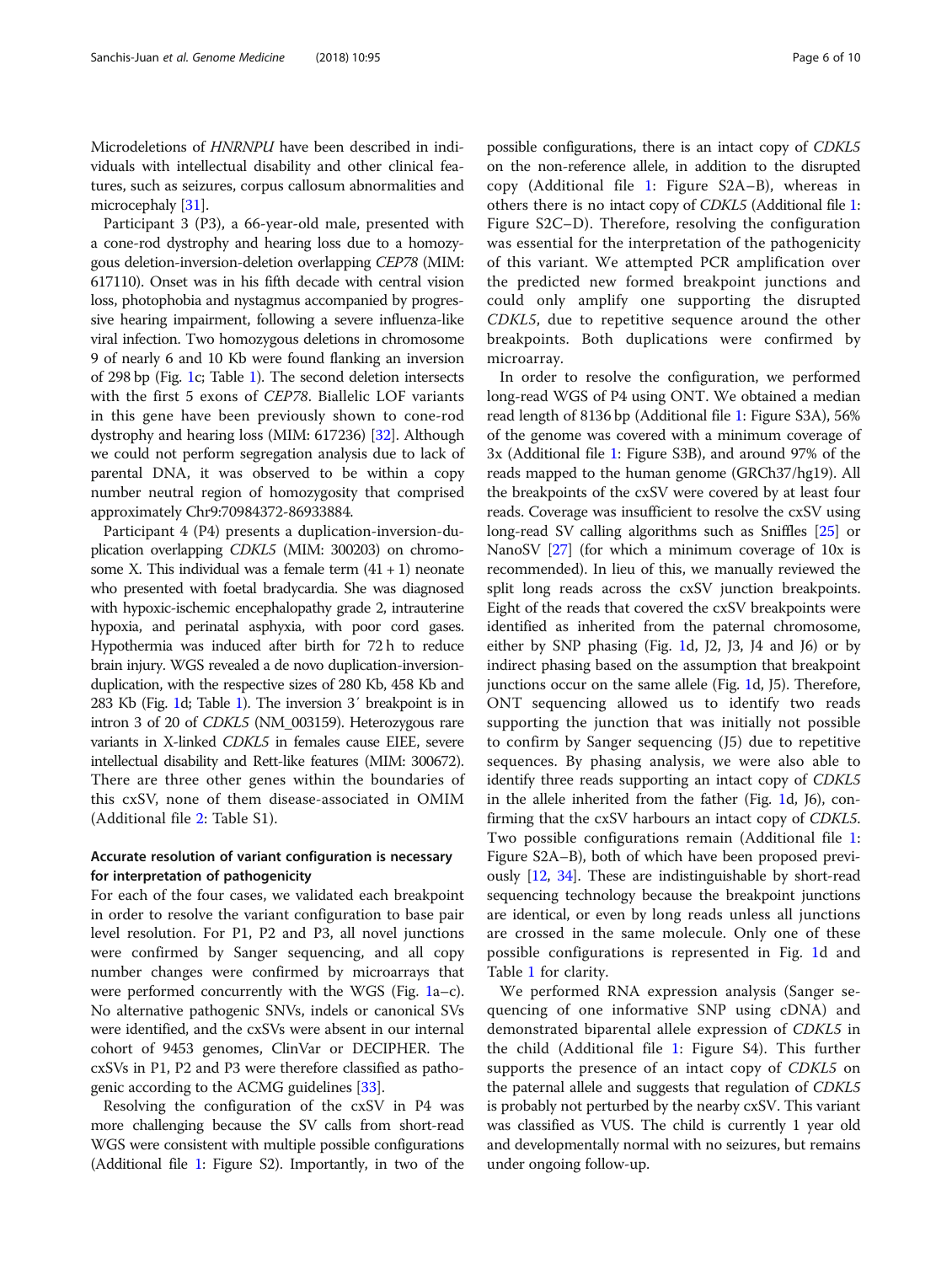Microdeletions of *HNRNPU* have been described in individuals with intellectual disability and other clinical features, such as seizures, corpus callosum abnormalities and microcephaly [31].

Participant 3 (P3), a 66-year-old male, presented with a cone-rod dystrophy and hearing loss due to a homozygous deletion-inversion-deletion overlapping *CEP78* (MIM: 617110). Onset was in his fifth decade with central vision loss, photophobia and nystagmus accompanied by progressive hearing impairment, following a severe influenza-like viral infection. Two homozygous deletions in chromosome 9 of nearly 6 and 10 Kb were found flanking an inversion of 298 bp (Fig. 1c; Table 1). The second deletion intersects with the first 5 exons of *CEP78*. Biallelic LOF variants in this gene have been previously shown to cone-rod dystrophy and hearing loss (MIM: 617236) [32]. Although we could not perform segregation analysis due to lack of parental DNA, it was observed to be within a copy number neutral region of homozygosity that comprised approximately Chr9:70984372-86933884.

Participant 4 (P4) presents a duplication-inversion-duplication overlapping *CDKL5* (MIM: 300203) on chromosome X. This individual was a female term (41 + 1) neonate who presented with foetal bradycardia. She was diagnosed with hypoxic-ischemic encephalopathy grade 2, intrauterine hypoxia, and perinatal asphyxia, with poor cord gases. Hypothermia was induced after birth for 72 h to reduce brain injury. WGS revealed a de novo duplication-inversion-duplication, with the respective sizes of 280 Kb, 458 Kb and 283 Kb (Fig. 1d; Table 1). The inversion 3′ breakpoint is in intron 3 of 20 of *CDKL5* (NM_003159). Heterozygous rare variants in X-linked *CDKL5* in females cause EIEE, severe intellectual disability and Rett-like features (MIM: 300672). There are three other genes within the boundaries of this cxSV, none of them disease-associated in OMIM (Additional file 2: Table S1).

### Accurate resolution of variant configuration is necessary for interpretation of pathogenicity

For each of the four cases, we validated each breakpoint in order to resolve the variant configuration to base pair level resolution. For P1, P2 and P3, all novel junctions were confirmed by Sanger sequencing, and all copy number changes were confirmed by microarrays that were performed concurrently with the WGS (Fig. 1a–c). No alternative pathogenic SNVs, indels or canonical SVs were identified, and the cxSVs were absent in our internal cohort of 9453 genomes, ClinVar or DECIPHER. The cxSVs in P1, P2 and P3 were therefore classified as pathogenic according to the ACMG guidelines [33].

Resolving the configuration of the cxSV in P4 was more challenging because the SV calls from short-read WGS were consistent with multiple possible configurations (Additional file 1: Figure S2). Importantly, in two of the possible configurations, there is an intact copy of *CDKL5* on the non-reference allele, in addition to the disrupted copy (Additional file 1: Figure S2A–B), whereas in others there is no intact copy of *CDKL5* (Additional file 1: Figure S2C–D). Therefore, resolving the configuration was essential for the interpretation of the pathogenicity of this variant. We attempted PCR amplification over the predicted new formed breakpoint junctions and could only amplify one supporting the disrupted *CDKL5*, due to repetitive sequence around the other breakpoints. Both duplications were confirmed by microarray.

In order to resolve the configuration, we performed long-read WGS of P4 using ONT. We obtained a median read length of 8136 bp (Additional file 1: Figure S3A), 56% of the genome was covered with a minimum coverage of 3x (Additional file 1: Figure S3B), and around 97% of the reads mapped to the human genome (GRCh37/hg19). All the breakpoints of the cxSV were covered by at least four reads. Coverage was insufficient to resolve the cxSV using long-read SV calling algorithms such as Sniffles [25] or NanoSV [27] (for which a minimum coverage of 10x is recommended). In lieu of this, we manually reviewed the split long reads across the cxSV junction breakpoints. Eight of the reads that covered the cxSV breakpoints were identified as inherited from the paternal chromosome, either by SNP phasing (Fig. 1d, J2, J3, J4 and J6) or by indirect phasing based on the assumption that breakpoint junctions occur on the same allele (Fig. 1d, J5). Therefore, ONT sequencing allowed us to identify two reads supporting the junction that was initially not possible to confirm by Sanger sequencing (J5) due to repetitive sequences. By phasing analysis, we were also able to identify three reads supporting an intact copy of *CDKL5* in the allele inherited from the father (Fig. 1d, J6), confirming that the cxSV harbours an intact copy of *CDKL5*. Two possible configurations remain (Additional file 1: Figure S2A–B), both of which have been proposed previously [12, 34]. These are indistinguishable by short-read sequencing technology because the breakpoint junctions are identical, or even by long reads unless all junctions are crossed in the same molecule. Only one of these possible configurations is represented in Fig. 1d and Table 1 for clarity.

We performed RNA expression analysis (Sanger sequencing of one informative SNP using cDNA) and demonstrated biparental allele expression of *CDKL5* in the child (Additional file 1: Figure S4). This further supports the presence of an intact copy of *CDKL5* on the paternal allele and suggests that regulation of *CDKL5* is probably not perturbed by the nearby cxSV. This variant was classified as VUS. The child is currently 1 year old and developmentally normal with no seizures, but remains under ongoing follow-up.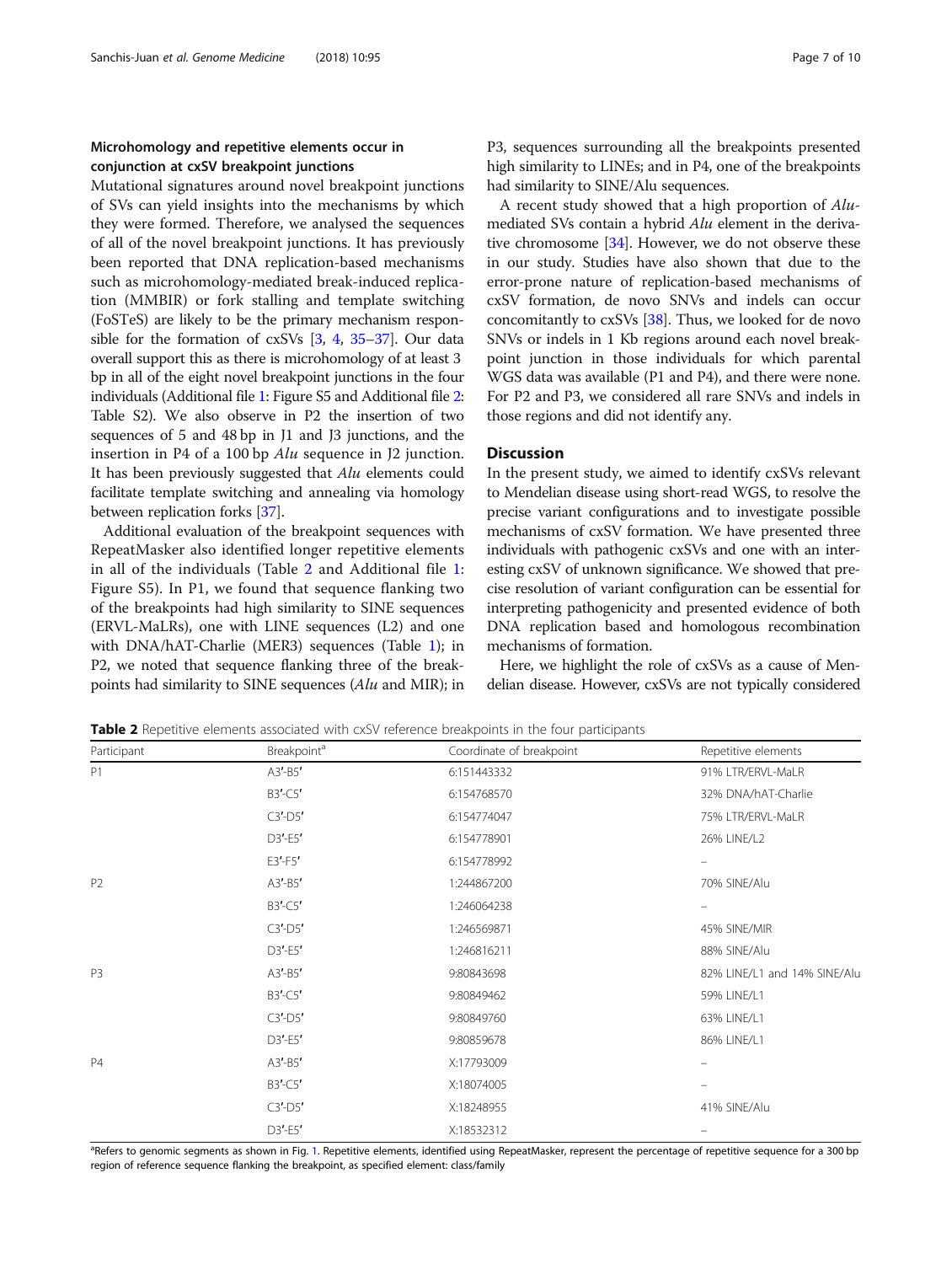### Microhomology and repetitive elements occur in conjunction at cxSV breakpoint junctions

Mutational signatures around novel breakpoint junctions of SVs can yield insights into the mechanisms by which they were formed. Therefore, we analysed the sequences of all of the novel breakpoint junctions. It has previously been reported that DNA replication-based mechanisms such as microhomology-mediated break-induced replication (MMBIR) or fork stalling and template switching (FoSTeS) are likely to be the primary mechanism responsible for the formation of cxSVs [3, 4, 35–37]. Our data overall support this as there is microhomology of at least 3 bp in all of the eight novel breakpoint junctions in the four individuals (Additional file 1: Figure S5 and Additional file 2: Table S2). We also observe in P2 the insertion of two sequences of 5 and 48 bp in J1 and J3 junctions, and the insertion in P4 of a 100 bp *Alu* sequence in J2 junction. It has been previously suggested that *Alu* elements could facilitate template switching and annealing via homology between replication forks [37].

Additional evaluation of the breakpoint sequences with RepeatMasker also identified longer repetitive elements in all of the individuals (Table 2 and Additional file 1: Figure S5). In P1, we found that sequence flanking two of the breakpoints had high similarity to SINE sequences (ERVL-MaLRs), one with LINE sequences (L2) and one with DNA/hAT-Charlie (MER3) sequences (Table 1); in P2, we noted that sequence flanking three of the breakpoints had similarity to SINE sequences (*Alu* and MIR); in P3, sequences surrounding all the breakpoints presented high similarity to LINEs; and in P4, one of the breakpoints had similarity to SINE/Alu sequences.

A recent study showed that a high proportion of *Alu*-mediated SVs contain a hybrid *Alu* element in the derivative chromosome [34]. However, we do not observe these in our study. Studies have also shown that due to the error-prone nature of replication-based mechanisms of cxSV formation, de novo SNVs and indels can occur concomitantly to cxSVs [38]. Thus, we looked for de novo SNVs or indels in 1 Kb regions around each novel breakpoint junction in those individuals for which parental WGS data was available (P1 and P4), and there were none. For P2 and P3, we considered all rare SNVs and indels in those regions and did not identify any.

## Discussion

In the present study, we aimed to identify cxSVs relevant to Mendelian disease using short-read WGS, to resolve the precise variant configurations and to investigate possible mechanisms of cxSV formation. We have presented three individuals with pathogenic cxSVs and one with an interesting cxSV of unknown significance. We showed that precise resolution of variant configuration can be essential for interpreting pathogenicity and presented evidence of both DNA replication based and homologous recombination mechanisms of formation.

Here, we highlight the role of cxSVs as a cause of Mendelian disease. However, cxSVs are not typically considered

**Table 2** Repetitive elements associated with cxSV reference breakpoints in the four participants

| Participant | Breakpoint[a] | Coordinate of breakpoint | Repetitive elements |
|---|---|---|---|
| P1 | A3′-B5′ | 6:151443332 | 91% LTR/ERVL-MaLR |
| | B3′-C5′ | 6:154768570 | 32% DNA/hAT-Charlie |
| | C3′-D5′ | 6:154774047 | 75% LTR/ERVL-MaLR |
| | D3′-E5′ | 6:154778901 | 26% LINE/L2 |
| | E3′-F5′ | 6:154778992 | – |
| P2 | A3′-B5′ | 1:244867200 | 70% SINE/Alu |
| | B3′-C5′ | 1:246064238 | – |
| | C3′-D5′ | 1:246569871 | 45% SINE/MIR |
| | D3′-E5′ | 1:246816211 | 88% SINE/Alu |
| P3 | A3′-B5′ | 9:80843698 | 82% LINE/L1 and 14% SINE/Alu |
| | B3′-C5′ | 9:80849462 | 59% LINE/L1 |
| | C3′-D5′ | 9:80849760 | 63% LINE/L1 |
| | D3′-E5′ | 9:80859678 | 86% LINE/L1 |
| P4 | A3′-B5′ | X:17793009 | – |
| | B3′-C5′ | X:18074005 | – |
| | C3′-D5′ | X:18248955 | 41% SINE/Alu |
| | D3′-E5′ | X:18532312 | – |

[a]Refers to genomic segments as shown in Fig. 1. Repetitive elements, identified using RepeatMasker, represent the percentage of repetitive sequence for a 300 bp region of reference sequence flanking the breakpoint, as specified element: class/family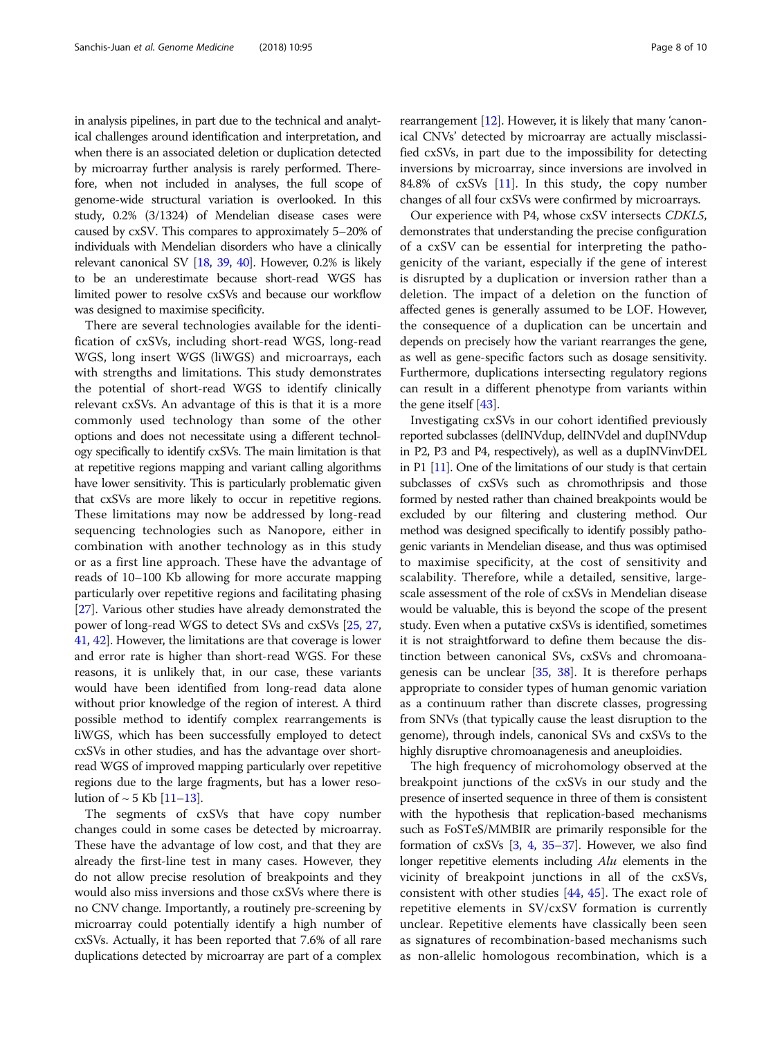in analysis pipelines, in part due to the technical and analytical challenges around identification and interpretation, and when there is an associated deletion or duplication detected by microarray further analysis is rarely performed. Therefore, when not included in analyses, the full scope of genome-wide structural variation is overlooked. In this study, 0.2% (3/1324) of Mendelian disease cases were caused by cxSV. This compares to approximately 5–20% of individuals with Mendelian disorders who have a clinically relevant canonical SV [18, 39, 40]. However, 0.2% is likely to be an underestimate because short-read WGS has limited power to resolve cxSVs and because our workflow was designed to maximise specificity.

There are several technologies available for the identification of cxSVs, including short-read WGS, long-read WGS, long insert WGS (liWGS) and microarrays, each with strengths and limitations. This study demonstrates the potential of short-read WGS to identify clinically relevant cxSVs. An advantage of this is that it is a more commonly used technology than some of the other options and does not necessitate using a different technology specifically to identify cxSVs. The main limitation is that at repetitive regions mapping and variant calling algorithms have lower sensitivity. This is particularly problematic given that cxSVs are more likely to occur in repetitive regions. These limitations may now be addressed by long-read sequencing technologies such as Nanopore, either in combination with another technology as in this study or as a first line approach. These have the advantage of reads of 10–100 Kb allowing for more accurate mapping particularly over repetitive regions and facilitating phasing [27]. Various other studies have already demonstrated the power of long-read WGS to detect SVs and cxSVs [25, 27, 41, 42]. However, the limitations are that coverage is lower and error rate is higher than short-read WGS. For these reasons, it is unlikely that, in our case, these variants would have been identified from long-read data alone without prior knowledge of the region of interest. A third possible method to identify complex rearrangements is liWGS, which has been successfully employed to detect cxSVs in other studies, and has the advantage over short-read WGS of improved mapping particularly over repetitive regions due to the large fragments, but has a lower resolution of ~ 5 Kb [11–13].

The segments of cxSVs that have copy number changes could in some cases be detected by microarray. These have the advantage of low cost, and that they are already the first-line test in many cases. However, they do not allow precise resolution of breakpoints and they would also miss inversions and those cxSVs where there is no CNV change. Importantly, a routinely pre-screening by microarray could potentially identify a high number of cxSVs. Actually, it has been reported that 7.6% of all rare duplications detected by microarray are part of a complex rearrangement [12]. However, it is likely that many 'canonical CNVs' detected by microarray are actually misclassified cxSVs, in part due to the impossibility for detecting inversions by microarray, since inversions are involved in 84.8% of cxSVs [11]. In this study, the copy number changes of all four cxSVs were confirmed by microarrays.

Our experience with P4, whose cxSV intersects *CDKL5*, demonstrates that understanding the precise configuration of a cxSV can be essential for interpreting the pathogenicity of the variant, especially if the gene of interest is disrupted by a duplication or inversion rather than a deletion. The impact of a deletion on the function of affected genes is generally assumed to be LOF. However, the consequence of a duplication can be uncertain and depends on precisely how the variant rearranges the gene, as well as gene-specific factors such as dosage sensitivity. Furthermore, duplications intersecting regulatory regions can result in a different phenotype from variants within the gene itself [43].

Investigating cxSVs in our cohort identified previously reported subclasses (delINVdup, delINVdel and dupINVdup in P2, P3 and P4, respectively), as well as a dupINVinvDEL in P1 [11]. One of the limitations of our study is that certain subclasses of cxSVs such as chromothripsis and those formed by nested rather than chained breakpoints would be excluded by our filtering and clustering method. Our method was designed specifically to identify possibly pathogenic variants in Mendelian disease, and thus was optimised to maximise specificity, at the cost of sensitivity and scalability. Therefore, while a detailed, sensitive, large-scale assessment of the role of cxSVs in Mendelian disease would be valuable, this is beyond the scope of the present study. Even when a putative cxSVs is identified, sometimes it is not straightforward to define them because the distinction between canonical SVs, cxSVs and chromoanagenesis can be unclear [35, 38]. It is therefore perhaps appropriate to consider types of human genomic variation as a continuum rather than discrete classes, progressing from SNVs (that typically cause the least disruption to the genome), through indels, canonical SVs and cxSVs to the highly disruptive chromoanagenesis and aneuploidies.

The high frequency of microhomology observed at the breakpoint junctions of the cxSVs in our study and the presence of inserted sequence in three of them is consistent with the hypothesis that replication-based mechanisms such as FoSTeS/MMBIR are primarily responsible for the formation of cxSVs [3, 4, 35–37]. However, we also find longer repetitive elements including *Alu* elements in the vicinity of breakpoint junctions in all of the cxSVs, consistent with other studies [44, 45]. The exact role of repetitive elements in SV/cxSV formation is currently unclear. Repetitive elements have classically been seen as signatures of recombination-based mechanisms such as non-allelic homologous recombination, which is a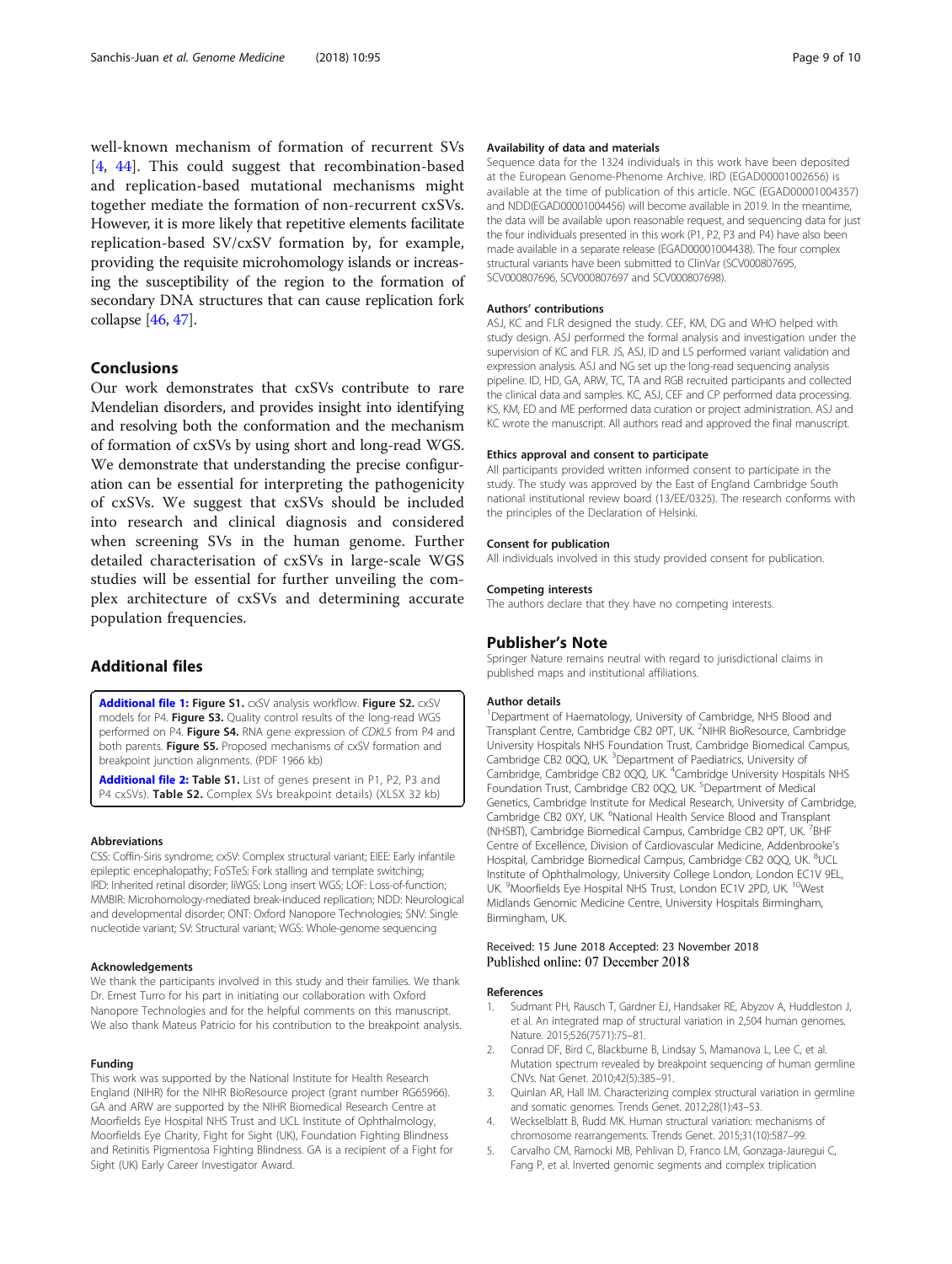well-known mechanism of formation of recurrent SVs [4, 44]. This could suggest that recombination-based and replication-based mutational mechanisms might together mediate the formation of non-recurrent cxSVs. However, it is more likely that repetitive elements facilitate replication-based SV/cxSV formation by, for example, providing the requisite microhomology islands or increasing the susceptibility of the region to the formation of secondary DNA structures that can cause replication fork collapse [46, 47].

## Conclusions

Our work demonstrates that cxSVs contribute to rare Mendelian disorders, and provides insight into identifying and resolving both the conformation and the mechanism of formation of cxSVs by using short and long-read WGS. We demonstrate that understanding the precise configuration can be essential for interpreting the pathogenicity of cxSVs. We suggest that cxSVs should be included into research and clinical diagnosis and considered when screening SVs in the human genome. Further detailed characterisation of cxSVs in large-scale WGS studies will be essential for further unveiling the complex architecture of cxSVs and determining accurate population frequencies.

## Additional files

**Additional file 1: Figure S1.** cxSV analysis workflow. **Figure S2.** cxSV models for P4. **Figure S3.** Quality control results of the long-read WGS performed on P4. **Figure S4.** RNA gene expression of *CDKL5* from P4 and both parents. **Figure S5.** Proposed mechanisms of cxSV formation and breakpoint junction alignments. (PDF 1966 kb)

**Additional file 2: Table S1.** List of genes present in P1, P2, P3 and P4 cxSVs). **Table S2.** Complex SVs breakpoint details) (XLSX 32 kb)

#### Abbreviations

CSS: Coffin-Siris syndrome; cxSV: Complex structural variant; EIEE: Early infantile epileptic encephalopathy; FoSTeS: Fork stalling and template switching; IRD: Inherited retinal disorder; liWGS: Long insert WGS; LOF: Loss-of-function; MMBIR: Microhomology-mediated break-induced replication; NDD: Neurological and developmental disorder; ONT: Oxford Nanopore Technologies; SNV: Single nucleotide variant; SV: Structural variant; WGS: Whole-genome sequencing

#### Acknowledgements

We thank the participants involved in this study and their families. We thank Dr. Ernest Turro for his part in initiating our collaboration with Oxford Nanopore Technologies and for the helpful comments on this manuscript. We also thank Mateus Patricio for his contribution to the breakpoint analysis.

#### Funding

This work was supported by the National Institute for Health Research England (NIHR) for the NIHR BioResource project (grant number RG65966). GA and ARW are supported by the NIHR Biomedical Research Centre at Moorfields Eye Hospital NHS Trust and UCL Institute of Ophthalmology, Moorfields Eye Charity, Fight for Sight (UK), Foundation Fighting Blindness and Retinitis Pigmentosa Fighting Blindness. GA is a recipient of a Fight for Sight (UK) Early Career Investigator Award.

#### Availability of data and materials

Sequence data for the 1324 individuals in this work have been deposited at the European Genome-Phenome Archive. IRD (EGAD00001002656) is available at the time of publication of this article. NGC (EGAD00001004357) and NDD(EGAD00001004456) will become available in 2019. In the meantime, the data will be available upon reasonable request, and sequencing data for just the four individuals presented in this work (P1, P2, P3 and P4) have also been made available in a separate release (EGAD00001004438). The four complex structural variants have been submitted to ClinVar (SCV000807695, SCV000807696, SCV000807697 and SCV000807698).

#### Authors' contributions

ASJ, KC and FLR designed the study. CEF, KM, DG and WHO helped with study design. ASJ performed the formal analysis and investigation under the supervision of KC and FLR. JS, ASJ, ID and LS performed variant validation and expression analysis. ASJ and NG set up the long-read sequencing analysis pipeline. ID, HD, GA, ARW, TC, TA and RGB recruited participants and collected the clinical data and samples. KC, ASJ, CEF and CP performed data processing. KS, KM, ED and ME performed data curation or project administration. ASJ and KC wrote the manuscript. All authors read and approved the final manuscript.

#### Ethics approval and consent to participate

All participants provided written informed consent to participate in the study. The study was approved by the East of England Cambridge South national institutional review board (13/EE/0325). The research conforms with the principles of the Declaration of Helsinki.

#### Consent for publication

All individuals involved in this study provided consent for publication.

#### Competing interests

The authors declare that they have no competing interests.

### Publisher's Note

Springer Nature remains neutral with regard to jurisdictional claims in published maps and institutional affiliations.

#### Author details

[1]Department of Haematology, University of Cambridge, NHS Blood and Transplant Centre, Cambridge CB2 0PT, UK. [2]NIHR BioResource, Cambridge University Hospitals NHS Foundation Trust, Cambridge Biomedical Campus, Cambridge CB2 0QQ, UK. [3]Department of Paediatrics, University of Cambridge, Cambridge CB2 0QQ, UK. [4]Cambridge University Hospitals NHS Foundation Trust, Cambridge CB2 0QQ, UK. [5]Department of Medical Genetics, Cambridge Institute for Medical Research, University of Cambridge, Cambridge CB2 0XY, UK. [6]National Health Service Blood and Transplant (NHSBT), Cambridge Biomedical Campus, Cambridge CB2 0PT, UK. [7]BHF Centre of Excellence, Division of Cardiovascular Medicine, Addenbrooke's Hospital, Cambridge Biomedical Campus, Cambridge CB2 0QQ, UK. [8]UCL Institute of Ophthalmology, University College London, London EC1V 9EL, UK. [9]Moorfields Eye Hospital NHS Trust, London EC1V 2PD, UK. [10]West Midlands Genomic Medicine Centre, University Hospitals Birmingham, Birmingham, UK.

Received: 15 June 2018 Accepted: 23 November 2018
Published online: 07 December 2018

#### References

1. Sudmant PH, Rausch T, Gardner EJ, Handsaker RE, Abyzov A, Huddleston J, et al. An integrated map of structural variation in 2,504 human genomes. Nature. 2015;526(7571):75–81.
2. Conrad DF, Bird C, Blackburne B, Lindsay S, Mamanova L, Lee C, et al. Mutation spectrum revealed by breakpoint sequencing of human germline CNVs. Nat Genet. 2010;42(5):385–91.
3. Quinlan AR, Hall IM. Characterizing complex structural variation in germline and somatic genomes. Trends Genet. 2012;28(1):43–53.
4. Weckselblatt B, Rudd MK. Human structural variation: mechanisms of chromosome rearrangements. Trends Genet. 2015;31(10):587–99.
5. Carvalho CM, Ramocki MB, Pehlivan D, Franco LM, Gonzaga-Jauregui C, Fang P, et al. Inverted genomic segments and complex triplication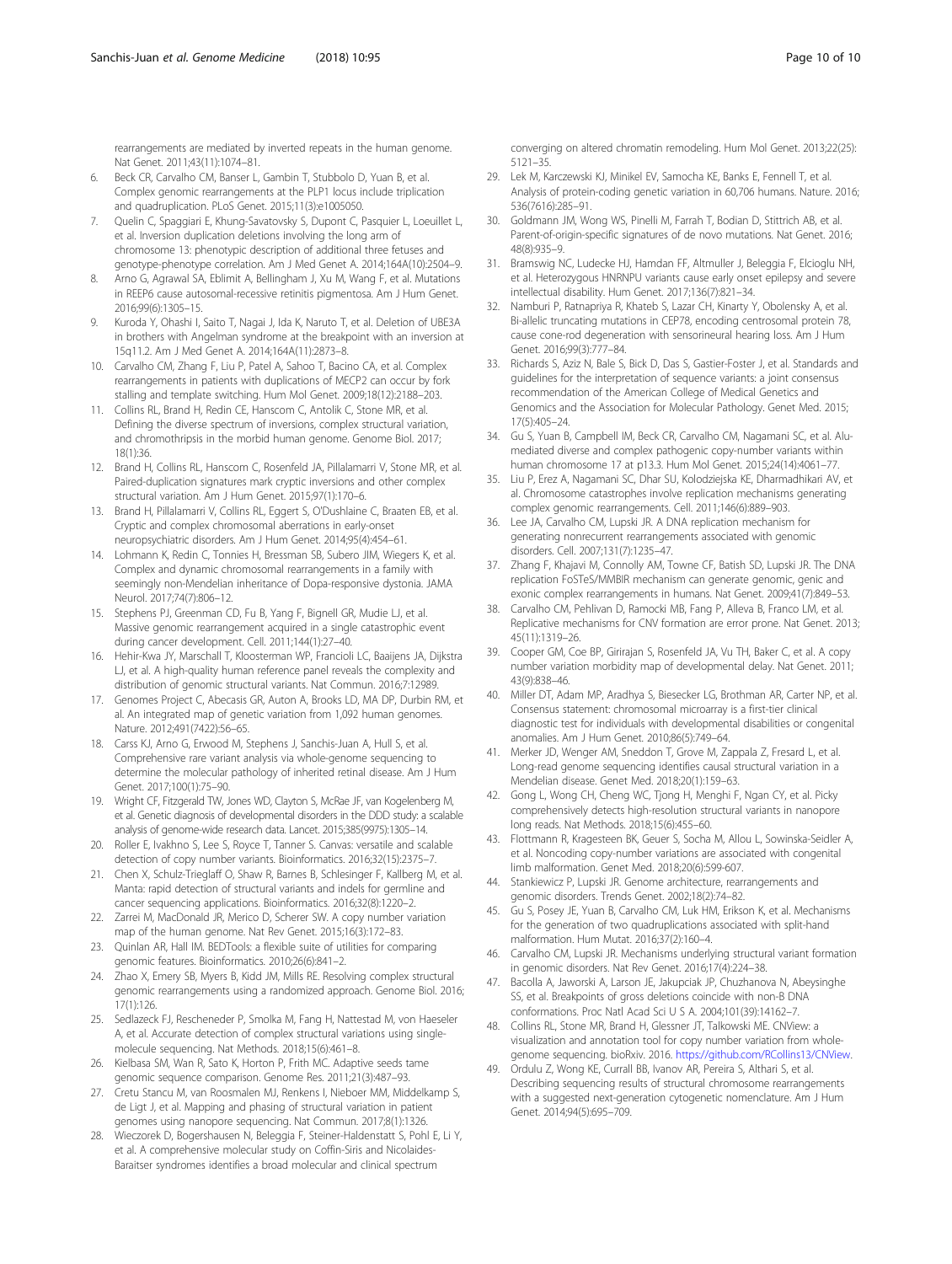rearrangements are mediated by inverted repeats in the human genome. Nat Genet. 2011;43(11):1074–81.

6. Beck CR, Carvalho CM, Banser L, Gambin T, Stubbolo D, Yuan B, et al. Complex genomic rearrangements at the PLP1 locus include triplication and quadruplication. PLoS Genet. 2015;11(3):e1005050.
7. Quelin C, Spaggiari E, Khung-Savatovsky S, Dupont C, Pasquier L, Loeuillet L, et al. Inversion duplication deletions involving the long arm of chromosome 13: phenotypic description of additional three fetuses and genotype-phenotype correlation. Am J Med Genet A. 2014;164A(10):2504–9.
8. Arno G, Agrawal SA, Eblimit A, Bellingham J, Xu M, Wang F, et al. Mutations in REEP6 cause autosomal-recessive retinitis pigmentosa. Am J Hum Genet. 2016;99(6):1305–15.
9. Kuroda Y, Ohashi I, Saito T, Nagai J, Ida K, Naruto T, et al. Deletion of UBE3A in brothers with Angelman syndrome at the breakpoint with an inversion at 15q11.2. Am J Med Genet A. 2014;164A(11):2873–8.
10. Carvalho CM, Zhang F, Liu P, Patel A, Sahoo T, Bacino CA, et al. Complex rearrangements in patients with duplications of MECP2 can occur by fork stalling and template switching. Hum Mol Genet. 2009;18(12):2188–203.
11. Collins RL, Brand H, Redin CE, Hanscom C, Antolik C, Stone MR, et al. Defining the diverse spectrum of inversions, complex structural variation, and chromothripsis in the morbid human genome. Genome Biol. 2017; 18(1):36.
12. Brand H, Collins RL, Hanscom C, Rosenfeld JA, Pillalamarri V, Stone MR, et al. Paired-duplication signatures mark cryptic inversions and other complex structural variation. Am J Hum Genet. 2015;97(1):170–6.
13. Brand H, Pillalamarri V, Collins RL, Eggert S, O'Dushlaine C, Braaten EB, et al. Cryptic and complex chromosomal aberrations in early-onset neuropsychiatric disorders. Am J Hum Genet. 2014;95(4):454–61.
14. Lohmann K, Redin C, Tonnies H, Bressman SB, Subero JIM, Wiegers K, et al. Complex and dynamic chromosomal rearrangements in a family with seemingly non-Mendelian inheritance of Dopa-responsive dystonia. JAMA Neurol. 2017;74(7):806–12.
15. Stephens PJ, Greenman CD, Fu B, Yang F, Bignell GR, Mudie LJ, et al. Massive genomic rearrangement acquired in a single catastrophic event during cancer development. Cell. 2011;144(1):27–40.
16. Hehir-Kwa JY, Marschall T, Kloosterman WP, Francioli LC, Baaijens JA, Dijkstra LJ, et al. A high-quality human reference panel reveals the complexity and distribution of genomic structural variants. Nat Commun. 2016;7:12989.
17. Genomes Project C, Abecasis GR, Auton A, Brooks LD, MA DP, Durbin RM, et al. An integrated map of genetic variation from 1,092 human genomes. Nature. 2012;491(7422):56–65.
18. Carss KJ, Arno G, Erwood M, Stephens J, Sanchis-Juan A, Hull S, et al. Comprehensive rare variant analysis via whole-genome sequencing to determine the molecular pathology of inherited retinal disease. Am J Hum Genet. 2017;100(1):75–90.
19. Wright CF, Fitzgerald TW, Jones WD, Clayton S, McRae JF, van Kogelenberg M, et al. Genetic diagnosis of developmental disorders in the DDD study: a scalable analysis of genome-wide research data. Lancet. 2015;385(9975):1305–14.
20. Roller E, Ivakhno S, Lee S, Royce T, Tanner S. Canvas: versatile and scalable detection of copy number variants. Bioinformatics. 2016;32(15):2375–7.
21. Chen X, Schulz-Trieglaff O, Shaw R, Barnes B, Schlesinger F, Kallberg M, et al. Manta: rapid detection of structural variants and indels for germline and cancer sequencing applications. Bioinformatics. 2016;32(8):1220–2.
22. Zarrei M, MacDonald JR, Merico D, Scherer SW. A copy number variation map of the human genome. Nat Rev Genet. 2015;16(3):172–83.
23. Quinlan AR, Hall IM. BEDTools: a flexible suite of utilities for comparing genomic features. Bioinformatics. 2010;26(6):841–2.
24. Zhao X, Emery SB, Myers B, Kidd JM, Mills RE. Resolving complex structural genomic rearrangements using a randomized approach. Genome Biol. 2016; 17(1):126.
25. Sedlazeck FJ, Rescheneder P, Smolka M, Fang H, Nattestad M, von Haeseler A, et al. Accurate detection of complex structural variations using single-molecule sequencing. Nat Methods. 2018;15(6):461–8.
26. Kielbasa SM, Wan R, Sato K, Horton P, Frith MC. Adaptive seeds tame genomic sequence comparison. Genome Res. 2011;21(3):487–93.
27. Cretu Stancu M, van Roosmalen MJ, Renkens I, Nieboer MM, Middelkamp S, de Ligt J, et al. Mapping and phasing of structural variation in patient genomes using nanopore sequencing. Nat Commun. 2017;8(1):1326.
28. Wieczorek D, Bogershausen N, Beleggia F, Steiner-Haldenstatt S, Pohl E, Li Y, et al. A comprehensive molecular study on Coffin-Siris and Nicolaides-Baraitser syndromes identifies a broad molecular and clinical spectrum converging on altered chromatin remodeling. Hum Mol Genet. 2013;22(25): 5121–35.
29. Lek M, Karczewski KJ, Minikel EV, Samocha KE, Banks E, Fennell T, et al. Analysis of protein-coding genetic variation in 60,706 humans. Nature. 2016; 536(7616):285–91.
30. Goldmann JM, Wong WS, Pinelli M, Farrah T, Bodian D, Stittrich AB, et al. Parent-of-origin-specific signatures of de novo mutations. Nat Genet. 2016; 48(8):935–9.
31. Bramswig NC, Ludecke HJ, Hamdan FF, Altmuller J, Beleggia F, Elcioglu NH, et al. Heterozygous HNRNPU variants cause early onset epilepsy and severe intellectual disability. Hum Genet. 2017;136(7):821–34.
32. Namburi P, Ratnapriya R, Khateb S, Lazar CH, Kinarty Y, Obolensky A, et al. Bi-allelic truncating mutations in CEP78, encoding centrosomal protein 78, cause cone-rod degeneration with sensorineural hearing loss. Am J Hum Genet. 2016;99(3):777–84.
33. Richards S, Aziz N, Bale S, Bick D, Das S, Gastier-Foster J, et al. Standards and guidelines for the interpretation of sequence variants: a joint consensus recommendation of the American College of Medical Genetics and Genomics and the Association for Molecular Pathology. Genet Med. 2015; 17(5):405–24.
34. Gu S, Yuan B, Campbell IM, Beck CR, Carvalho CM, Nagamani SC, et al. Alu-mediated diverse and complex pathogenic copy-number variants within human chromosome 17 at p13.3. Hum Mol Genet. 2015;24(14):4061–77.
35. Liu P, Erez A, Nagamani SC, Dhar SU, Kolodziejska KE, Dharmadhikari AV, et al. Chromosome catastrophes involve replication mechanisms generating complex genomic rearrangements. Cell. 2011;146(6):889–903.
36. Lee JA, Carvalho CM, Lupski JR. A DNA replication mechanism for generating nonrecurrent rearrangements associated with genomic disorders. Cell. 2007;131(7):1235–47.
37. Zhang F, Khajavi M, Connolly AM, Towne CF, Batish SD, Lupski JR. The DNA replication FoSTeS/MMBIR mechanism can generate genomic, genic and exonic complex rearrangements in humans. Nat Genet. 2009;41(7):849–53.
38. Carvalho CM, Pehlivan D, Ramocki MB, Fang P, Alleva B, Franco LM, et al. Replicative mechanisms for CNV formation are error prone. Nat Genet. 2013; 45(11):1319–26.
39. Cooper GM, Coe BP, Girirajan S, Rosenfeld JA, Vu TH, Baker C, et al. A copy number variation morbidity map of developmental delay. Nat Genet. 2011; 43(9):838–46.
40. Miller DT, Adam MP, Aradhya S, Biesecker LG, Brothman AR, Carter NP, et al. Consensus statement: chromosomal microarray is a first-tier clinical diagnostic test for individuals with developmental disabilities or congenital anomalies. Am J Hum Genet. 2010;86(5):749–64.
41. Merker JD, Wenger AM, Sneddon T, Grove M, Zappala Z, Fresard L, et al. Long-read genome sequencing identifies causal structural variation in a Mendelian disease. Genet Med. 2018;20(1):159–63.
42. Gong L, Wong CH, Cheng WC, Tjong H, Menghi F, Ngan CY, et al. Picky comprehensively detects high-resolution structural variants in nanopore long reads. Nat Methods. 2018;15(6):455–60.
43. Flottmann R, Kragesteen BK, Geuer S, Socha M, Allou L, Sowinska-Seidler A, et al. Noncoding copy-number variations are associated with congenital limb malformation. Genet Med. 2018;20(6):599-607.
44. Stankiewicz P, Lupski JR. Genome architecture, rearrangements and genomic disorders. Trends Genet. 2002;18(2):74–82.
45. Gu S, Posey JE, Yuan B, Carvalho CM, Luk HM, Erikson K, et al. Mechanisms for the generation of two quadruplications associated with split-hand malformation. Hum Mutat. 2016;37(2):160–4.
46. Carvalho CM, Lupski JR. Mechanisms underlying structural variant formation in genomic disorders. Nat Rev Genet. 2016;17(4):224–38.
47. Bacolla A, Jaworski A, Larson JE, Jakupciak JP, Chuzhanova N, Abeysinghe SS, et al. Breakpoints of gross deletions coincide with non-B DNA conformations. Proc Natl Acad Sci U S A. 2004;101(39):14162–7.
48. Collins RL, Stone MR, Brand H, Glessner JT, Talkowski ME. CNView: a visualization and annotation tool for copy number variation from whole-genome sequencing. bioRxiv. 2016. https://github.com/RCollins13/CNView.
49. Ordulu Z, Wong KE, Currall BB, Ivanov AR, Pereira S, Althari S, et al. Describing sequencing results of structural chromosome rearrangements with a suggested next-generation cytogenetic nomenclature. Am J Hum Genet. 2014;94(5):695–709.